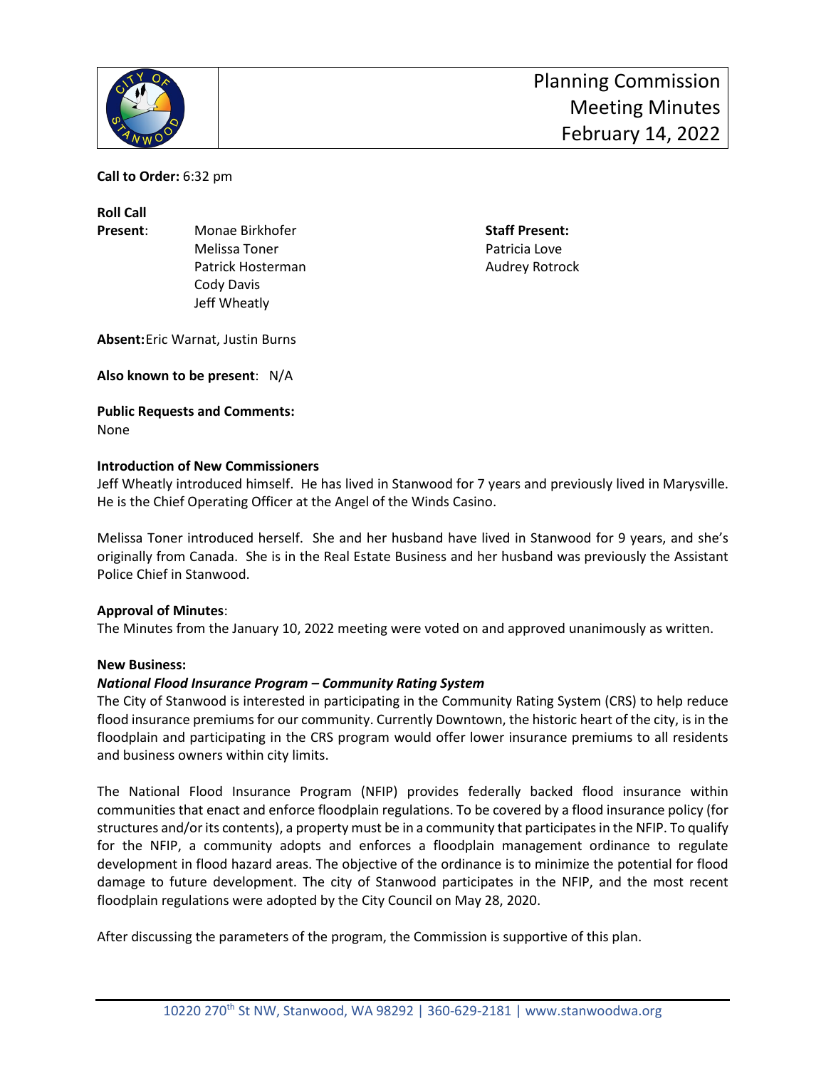# Planning Commission Meeting Minutes February 14, 2022

**Call to Order:** 6:32 pm

**Roll Call**

**Present**:
- Monae Birkhofer
- Melissa Toner
- Patrick Hosterman
- Cody Davis
- Jeff Wheatly

**Staff Present:**
- Patricia Love
- Audrey Rotrock

**Absent:** Eric Warnat, Justin Burns

**Also known to be present**: N/A

**Public Requests and Comments:**
None

**Introduction of New Commissioners**

Jeff Wheatly introduced himself. He has lived in Stanwood for 7 years and previously lived in Marysville. He is the Chief Operating Officer at the Angel of the Winds Casino.

Melissa Toner introduced herself. She and her husband have lived in Stanwood for 9 years, and she's originally from Canada. She is in the Real Estate Business and her husband was previously the Assistant Police Chief in Stanwood.

**Approval of Minutes**:
The Minutes from the January 10, 2022 meeting were voted on and approved unanimously as written.

**New Business:**

***National Flood Insurance Program – Community Rating System***

The City of Stanwood is interested in participating in the Community Rating System (CRS) to help reduce flood insurance premiums for our community. Currently Downtown, the historic heart of the city, is in the floodplain and participating in the CRS program would offer lower insurance premiums to all residents and business owners within city limits.

The National Flood Insurance Program (NFIP) provides federally backed flood insurance within communities that enact and enforce floodplain regulations. To be covered by a flood insurance policy (for structures and/or its contents), a property must be in a community that participates in the NFIP. To qualify for the NFIP, a community adopts and enforces a floodplain management ordinance to regulate development in flood hazard areas. The objective of the ordinance is to minimize the potential for flood damage to future development. The city of Stanwood participates in the NFIP, and the most recent floodplain regulations were adopted by the City Council on May 28, 2020.

After discussing the parameters of the program, the Commission is supportive of this plan.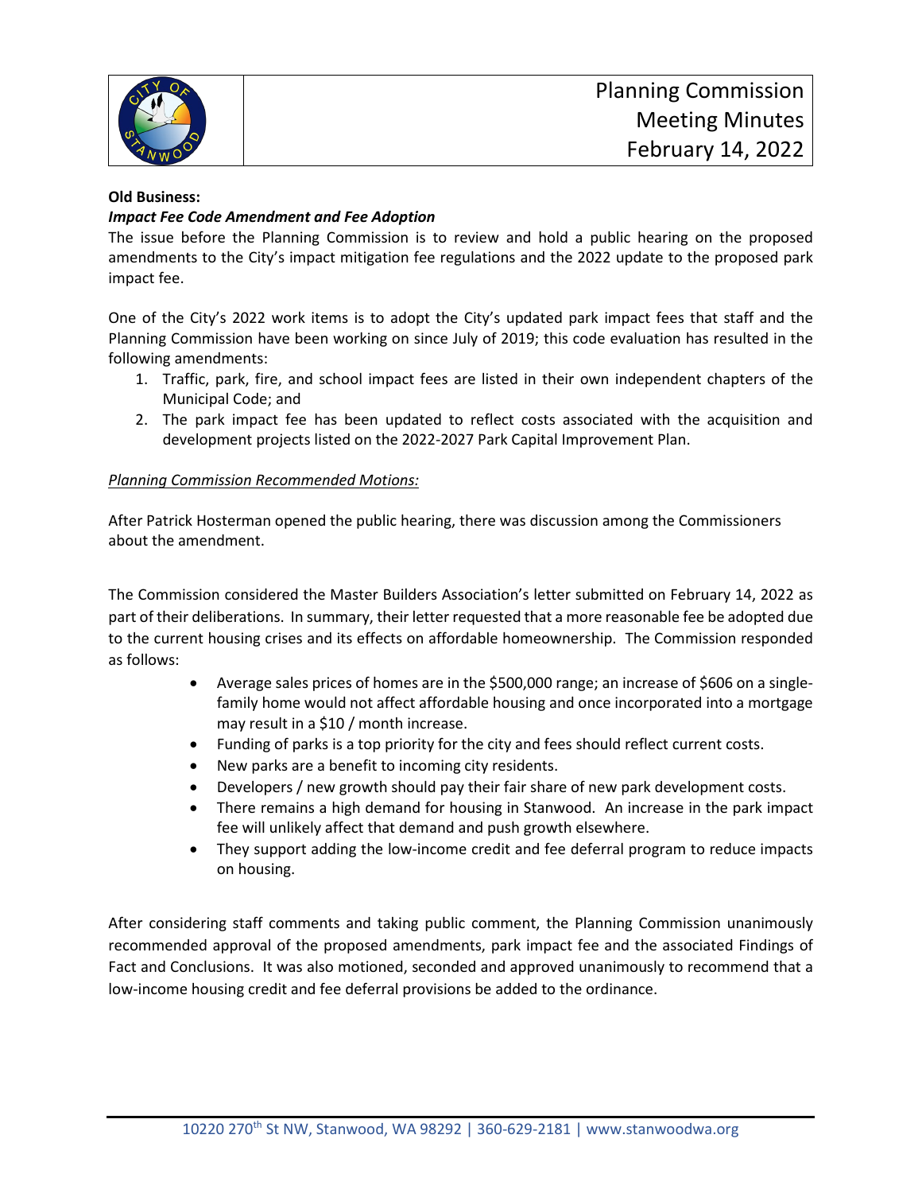**Old Business:**

***Impact Fee Code Amendment and Fee Adoption***

The issue before the Planning Commission is to review and hold a public hearing on the proposed amendments to the City's impact mitigation fee regulations and the 2022 update to the proposed park impact fee.

One of the City's 2022 work items is to adopt the City's updated park impact fees that staff and the Planning Commission have been working on since July of 2019; this code evaluation has resulted in the following amendments:

1. Traffic, park, fire, and school impact fees are listed in their own independent chapters of the Municipal Code; and
2. The park impact fee has been updated to reflect costs associated with the acquisition and development projects listed on the 2022-2027 Park Capital Improvement Plan.

<u>*Planning Commission Recommended Motions:*</u>

After Patrick Hosterman opened the public hearing, there was discussion among the Commissioners about the amendment.

The Commission considered the Master Builders Association's letter submitted on February 14, 2022 as part of their deliberations. In summary, their letter requested that a more reasonable fee be adopted due to the current housing crises and its effects on affordable homeownership. The Commission responded as follows:

- Average sales prices of homes are in the $500,000 range; an increase of $606 on a single-family home would not affect affordable housing and once incorporated into a mortgage may result in a $10 / month increase.
- Funding of parks is a top priority for the city and fees should reflect current costs.
- New parks are a benefit to incoming city residents.
- Developers / new growth should pay their fair share of new park development costs.
- There remains a high demand for housing in Stanwood. An increase in the park impact fee will unlikely affect that demand and push growth elsewhere.
- They support adding the low-income credit and fee deferral program to reduce impacts on housing.

After considering staff comments and taking public comment, the Planning Commission unanimously recommended approval of the proposed amendments, park impact fee and the associated Findings of Fact and Conclusions. It was also motioned, seconded and approved unanimously to recommend that a low-income housing credit and fee deferral provisions be added to the ordinance.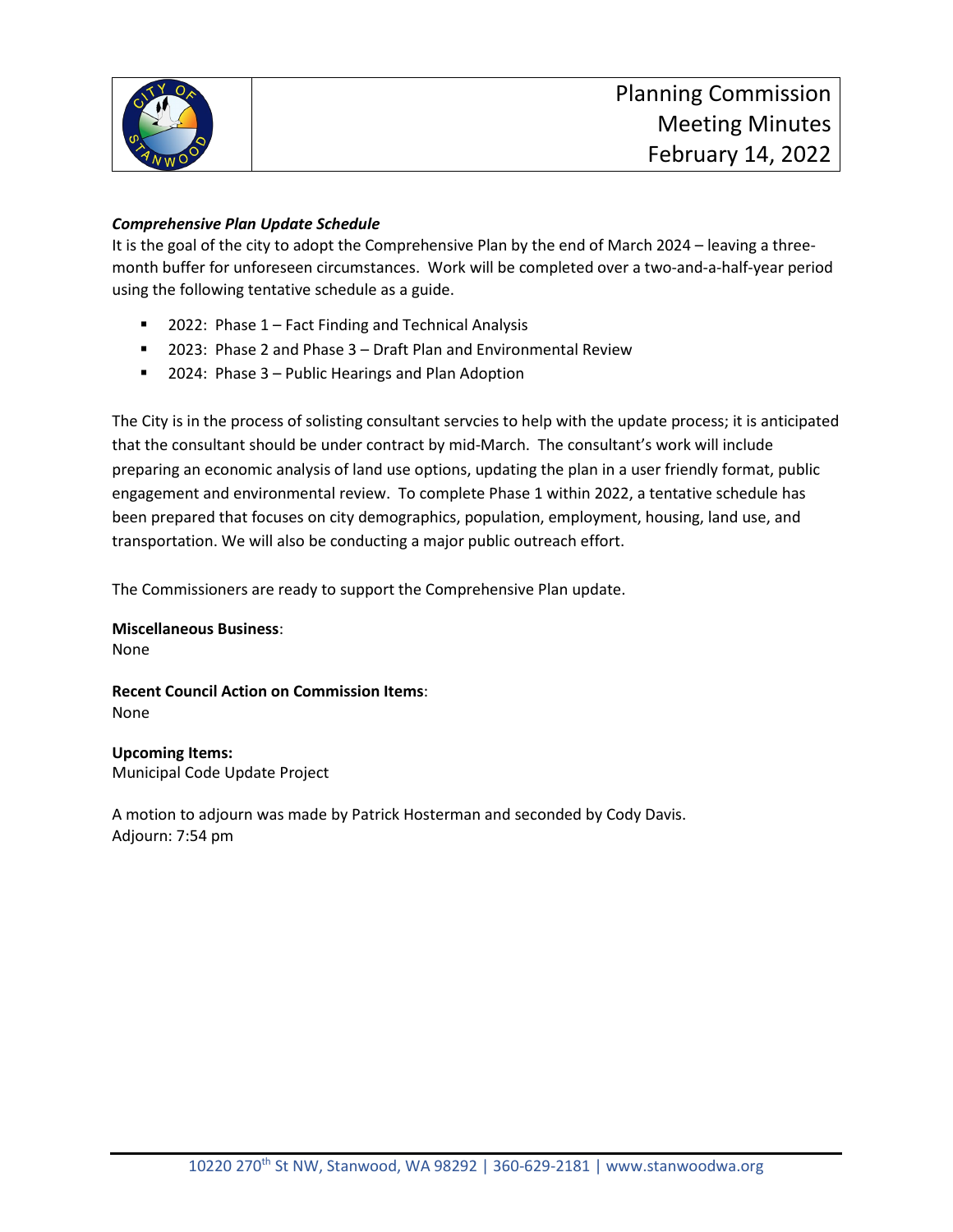***Comprehensive Plan Update Schedule***

It is the goal of the city to adopt the Comprehensive Plan by the end of March 2024 – leaving a three-month buffer for unforeseen circumstances. Work will be completed over a two-and-a-half-year period using the following tentative schedule as a guide.

- 2022: Phase 1 – Fact Finding and Technical Analysis
- 2023: Phase 2 and Phase 3 – Draft Plan and Environmental Review
- 2024: Phase 3 – Public Hearings and Plan Adoption

The City is in the process of solisting consultant servcies to help with the update process; it is anticipated that the consultant should be under contract by mid-March. The consultant's work will include preparing an economic analysis of land use options, updating the plan in a user friendly format, public engagement and environmental review. To complete Phase 1 within 2022, a tentative schedule has been prepared that focuses on city demographics, population, employment, housing, land use, and transportation. We will also be conducting a major public outreach effort.

The Commissioners are ready to support the Comprehensive Plan update.

**Miscellaneous Business**:
None

**Recent Council Action on Commission Items**:
None

**Upcoming Items:**
Municipal Code Update Project

A motion to adjourn was made by Patrick Hosterman and seconded by Cody Davis.
Adjourn: 7:54 pm